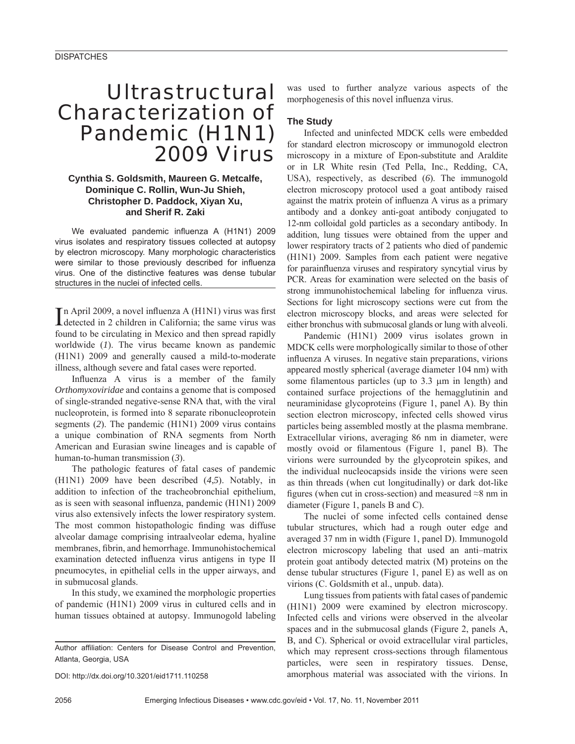DISPATCHES

# Ultrastructural Characterization of Pandemic (H1N1) 2009 Virus

**Cynthia S. Goldsmith, Maureen G. Metcalfe, Dominique C. Rollin, Wun-Ju Shieh, Christopher D. Paddock, Xiyan Xu, and Sherif R. Zaki**

We evaluated pandemic influenza A (H1N1) 2009 virus isolates and respiratory tissues collected at autopsy by electron microscopy. Many morphologic characteristics were similar to those previously described for influenza virus. One of the distinctive features was dense tubular structures in the nuclei of infected cells.

In April 2009, a novel influenza A (H1N1) virus was first detected in 2 children in California; the same virus was found to be circulating in Mexico and then spread rapidly worldwide (*1*). The virus became known as pandemic (H1N1) 2009 and generally caused a mild-to-moderate illness, although severe and fatal cases were reported.

Influenza A virus is a member of the family *Orthomyxoviridae* and contains a genome that is composed of single-stranded negative-sense RNA that, with the viral nucleoprotein, is formed into 8 separate ribonucleoprotein segments (*2*). The pandemic (H1N1) 2009 virus contains a unique combination of RNA segments from North American and Eurasian swine lineages and is capable of human-to-human transmission (*3*).

The pathologic features of fatal cases of pandemic (H1N1) 2009 have been described (*4*,*5*). Notably, in addition to infection of the tracheobronchial epithelium, as is seen with seasonal influenza, pandemic (H1N1) 2009 virus also extensively infects the lower respiratory system. The most common histopathologic finding was diffuse alveolar damage comprising intraalveolar edema, hyaline membranes, fibrin, and hemorrhage. Immunohistochemical examination detected influenza virus antigens in type II pneumocytes, in epithelial cells in the upper airways, and in submucosal glands.

In this study, we examined the morphologic properties of pandemic (H1N1) 2009 virus in cultured cells and in human tissues obtained at autopsy. Immunogold labeling was used to further analyze various aspects of the morphogenesis of this novel influenza virus.

Author affiliation: Centers for Disease Control and Prevention, Atlanta, Georgia, USA

DOI: http://dx.doi.org/10.3201/eid1711.110258

## The Study

Infected and uninfected MDCK cells were embedded for standard electron microscopy or immunogold electron microscopy in a mixture of Epon-substitute and Araldite or in LR White resin (Ted Pella, Inc., Redding, CA, USA), respectively, as described (*6*). The immunogold electron microscopy protocol used a goat antibody raised against the matrix protein of influenza A virus as a primary antibody and a donkey anti-goat antibody conjugated to 12-nm colloidal gold particles as a secondary antibody. In addition, lung tissues were obtained from the upper and lower respiratory tracts of 2 patients who died of pandemic (H1N1) 2009. Samples from each patient were negative for parainfluenza viruses and respiratory syncytial virus by PCR. Areas for examination were selected on the basis of strong immunohistochemical labeling for influenza virus. Sections for light microscopy sections were cut from the electron microscopy blocks, and areas were selected for either bronchus with submucosal glands or lung with alveoli.

Pandemic (H1N1) 2009 virus isolates grown in MDCK cells were morphologically similar to those of other influenza A viruses. In negative stain preparations, virions appeared mostly spherical (average diameter 104 nm) with some filamentous particles (up to 3.3 μm in length) and contained surface projections of the hemagglutinin and neuraminidase glycoproteins (Figure 1, panel A). By thin section electron microscopy, infected cells showed virus particles being assembled mostly at the plasma membrane. Extracellular virions, averaging 86 nm in diameter, were mostly ovoid or filamentous (Figure 1, panel B). The virions were surrounded by the glycoprotein spikes, and the individual nucleocapsids inside the virions were seen as thin threads (when cut longitudinally) or dark dot-like figures (when cut in cross-section) and measured ≈8 nm in diameter (Figure 1, panels B and C).

The nuclei of some infected cells contained dense tubular structures, which had a rough outer edge and averaged 37 nm in width (Figure 1, panel D). Immunogold electron microscopy labeling that used an anti–matrix protein goat antibody detected matrix (M) proteins on the dense tubular structures (Figure 1, panel E) as well as on virions (C. Goldsmith et al., unpub. data).

Lung tissues from patients with fatal cases of pandemic (H1N1) 2009 were examined by electron microscopy. Infected cells and virions were observed in the alveolar spaces and in the submucosal glands (Figure 2, panels A, B, and C). Spherical or ovoid extracellular viral particles, which may represent cross-sections through filamentous particles, were seen in respiratory tissues. Dense, amorphous material was associated with the virions. In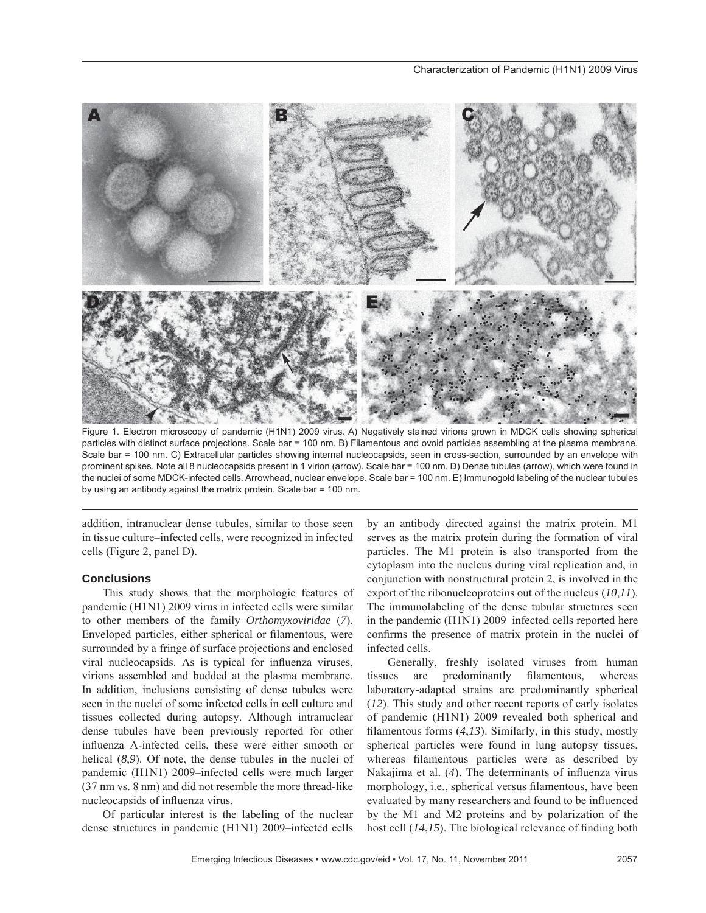Figure 1. Electron microscopy of pandemic (H1N1) 2009 virus. A) Negatively stained virions grown in MDCK cells showing spherical particles with distinct surface projections. Scale bar = 100 nm. B) Filamentous and ovoid particles assembling at the plasma membrane. Scale bar = 100 nm. C) Extracellular particles showing internal nucleocapsids, seen in cross-section, surrounded by an envelope with prominent spikes. Note all 8 nucleocapsids present in 1 virion (arrow). Scale bar = 100 nm. D) Dense tubules (arrow), which were found in the nuclei of some MDCK-infected cells. Arrowhead, nuclear envelope. Scale bar = 100 nm. E) Immunogold labeling of the nuclear tubules by using an antibody against the matrix protein. Scale bar = 100 nm.

addition, intranuclear dense tubules, similar to those seen in tissue culture–infected cells, were recognized in infected cells (Figure 2, panel D).

## Conclusions

This study shows that the morphologic features of pandemic (H1N1) 2009 virus in infected cells were similar to other members of the family *Orthomyxoviridae* (*7*). Enveloped particles, either spherical or filamentous, were surrounded by a fringe of surface projections and enclosed viral nucleocapsids. As is typical for influenza viruses, virions assembled and budded at the plasma membrane. In addition, inclusions consisting of dense tubules were seen in the nuclei of some infected cells in cell culture and tissues collected during autopsy. Although intranuclear dense tubules have been previously reported for other influenza A-infected cells, these were either smooth or helical (*8*,*9*). Of note, the dense tubules in the nuclei of pandemic (H1N1) 2009–infected cells were much larger (37 nm vs. 8 nm) and did not resemble the more thread-like nucleocapsids of influenza virus.

Of particular interest is the labeling of the nuclear dense structures in pandemic (H1N1) 2009–infected cells by an antibody directed against the matrix protein. M1 serves as the matrix protein during the formation of viral particles. The M1 protein is also transported from the cytoplasm into the nucleus during viral replication and, in conjunction with nonstructural protein 2, is involved in the export of the ribonucleoproteins out of the nucleus (*10*,*11*). The immunolabeling of the dense tubular structures seen in the pandemic (H1N1) 2009–infected cells reported here confirms the presence of matrix protein in the nuclei of infected cells.

Generally, freshly isolated viruses from human tissues are predominantly filamentous, whereas laboratory-adapted strains are predominantly spherical (*12*). This study and other recent reports of early isolates of pandemic (H1N1) 2009 revealed both spherical and filamentous forms (*4*,*13*). Similarly, in this study, mostly spherical particles were found in lung autopsy tissues, whereas filamentous particles were as described by Nakajima et al. (*4*). The determinants of influenza virus morphology, i.e., spherical versus filamentous, have been evaluated by many researchers and found to be influenced by the M1 and M2 proteins and by polarization of the host cell (*14*,*15*). The biological relevance of finding both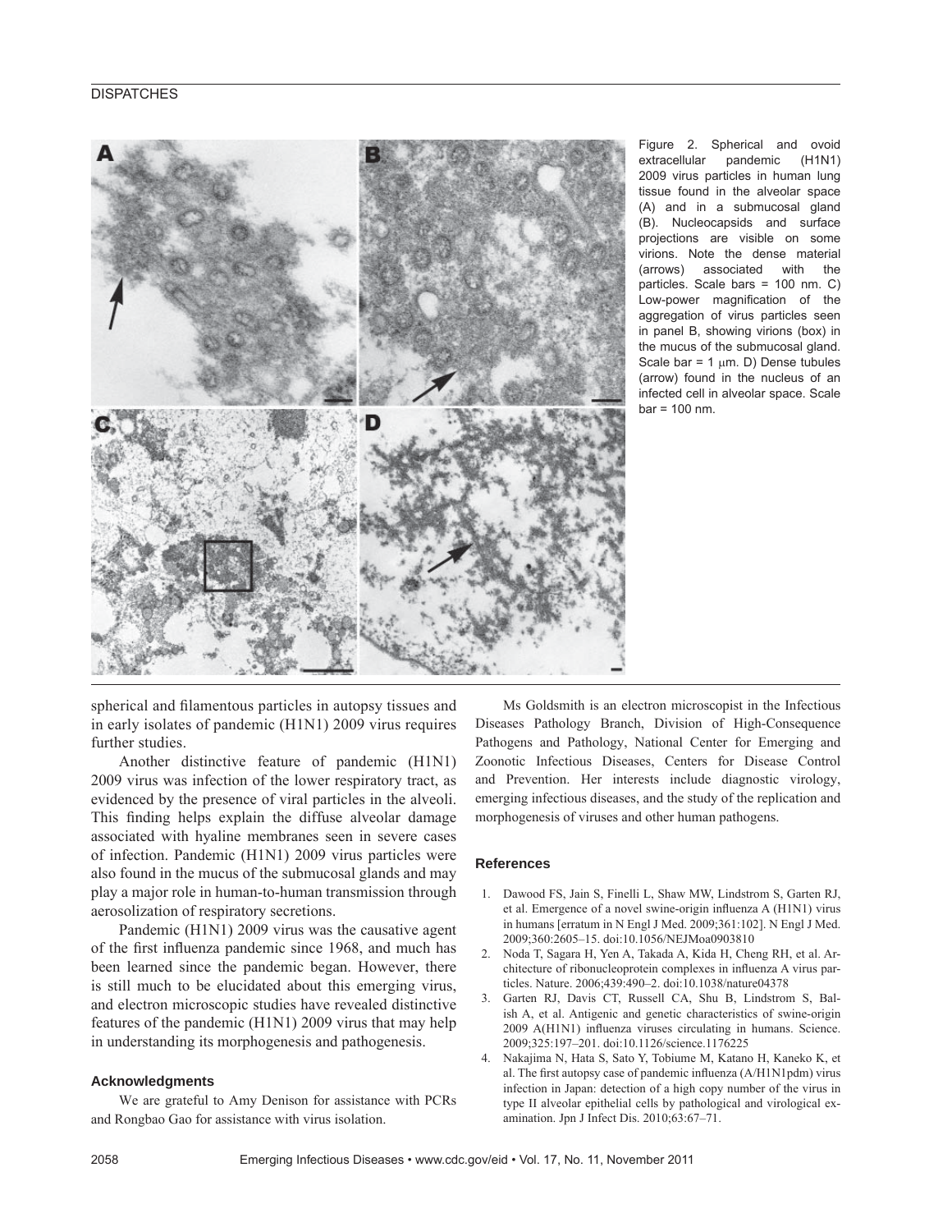Figure 2. Spherical and ovoid extracellular pandemic (H1N1) 2009 virus particles in human lung tissue found in the alveolar space (A) and in a submucosal gland (B). Nucleocapsids and surface projections are visible on some virions. Note the dense material (arrows) associated with the particles. Scale bars = 100 nm. C) Low-power magnification of the aggregation of virus particles seen in panel B, showing virions (box) in the mucus of the submucosal gland. Scale bar = 1 μm. D) Dense tubules (arrow) found in the nucleus of an infected cell in alveolar space. Scale bar = 100 nm.

spherical and filamentous particles in autopsy tissues and in early isolates of pandemic (H1N1) 2009 virus requires further studies.

Another distinctive feature of pandemic (H1N1) 2009 virus was infection of the lower respiratory tract, as evidenced by the presence of viral particles in the alveoli. This finding helps explain the diffuse alveolar damage associated with hyaline membranes seen in severe cases of infection. Pandemic (H1N1) 2009 virus particles were also found in the mucus of the submucosal glands and may play a major role in human-to-human transmission through aerosolization of respiratory secretions.

Pandemic (H1N1) 2009 virus was the causative agent of the first influenza pandemic since 1968, and much has been learned since the pandemic began. However, there is still much to be elucidated about this emerging virus, and electron microscopic studies have revealed distinctive features of the pandemic (H1N1) 2009 virus that may help in understanding its morphogenesis and pathogenesis.

### Acknowledgments

We are grateful to Amy Denison for assistance with PCRs and Rongbao Gao for assistance with virus isolation.

Ms Goldsmith is an electron microscopist in the Infectious Diseases Pathology Branch, Division of High-Consequence Pathogens and Pathology, National Center for Emerging and Zoonotic Infectious Diseases, Centers for Disease Control and Prevention. Her interests include diagnostic virology, emerging infectious diseases, and the study of the replication and morphogenesis of viruses and other human pathogens.

### References

1. Dawood FS, Jain S, Finelli L, Shaw MW, Lindstrom S, Garten RJ, et al. Emergence of a novel swine-origin influenza A (H1N1) virus in humans [erratum in N Engl J Med. 2009;361:102]. N Engl J Med. 2009;360:2605–15. doi:10.1056/NEJMoa0903810
2. Noda T, Sagara H, Yen A, Takada A, Kida H, Cheng RH, et al. Architecture of ribonucleoprotein complexes in influenza A virus particles. Nature. 2006;439:490–2. doi:10.1038/nature04378
3. Garten RJ, Davis CT, Russell CA, Shu B, Lindstrom S, Balish A, et al. Antigenic and genetic characteristics of swine-origin 2009 A(H1N1) influenza viruses circulating in humans. Science. 2009;325:197–201. doi:10.1126/science.1176225
4. Nakajima N, Hata S, Sato Y, Tobiume M, Katano H, Kaneko K, et al. The first autopsy case of pandemic influenza (A/H1N1pdm) virus infection in Japan: detection of a high copy number of the virus in type II alveolar epithelial cells by pathological and virological examination. Jpn J Infect Dis. 2010;63:67–71.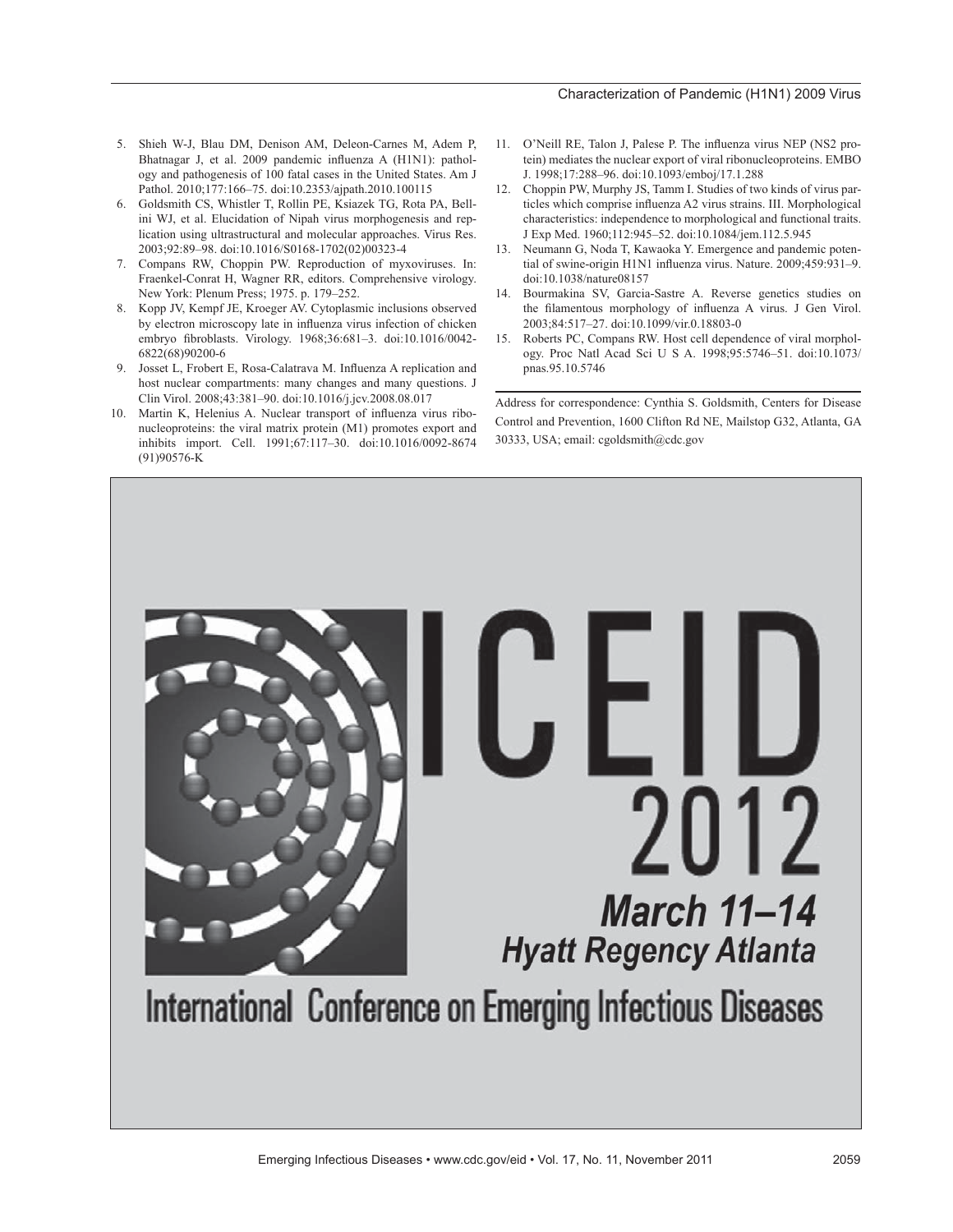5. Shieh W-J, Blau DM, Denison AM, Deleon-Carnes M, Adem P, Bhatnagar J, et al. 2009 pandemic influenza A (H1N1): pathology and pathogenesis of 100 fatal cases in the United States. Am J Pathol. 2010;177:166–75. doi:10.2353/ajpath.2010.100115
6. Goldsmith CS, Whistler T, Rollin PE, Ksiazek TG, Rota PA, Bellini WJ, et al. Elucidation of Nipah virus morphogenesis and replication using ultrastructural and molecular approaches. Virus Res. 2003;92:89–98. doi:10.1016/S0168-1702(02)00323-4
7. Compans RW, Choppin PW. Reproduction of myxoviruses. In: Fraenkel-Conrat H, Wagner RR, editors. Comprehensive virology. New York: Plenum Press; 1975. p. 179–252.
8. Kopp JV, Kempf JE, Kroeger AV. Cytoplasmic inclusions observed by electron microscopy late in influenza virus infection of chicken embryo fibroblasts. Virology. 1968;36:681–3. doi:10.1016/0042-6822(68)90200-6
9. Josset L, Frobert E, Rosa-Calatrava M. Influenza A replication and host nuclear compartments: many changes and many questions. J Clin Virol. 2008;43:381–90. doi:10.1016/j.jcv.2008.08.017
10. Martin K, Helenius A. Nuclear transport of influenza virus ribonucleoproteins: the viral matrix protein (M1) promotes export and inhibits import. Cell. 1991;67:117–30. doi:10.1016/0092-8674(91)90576-K
11. O'Neill RE, Talon J, Palese P. The influenza virus NEP (NS2 protein) mediates the nuclear export of viral ribonucleoproteins. EMBO J. 1998;17:288–96. doi:10.1093/emboj/17.1.288
12. Choppin PW, Murphy JS, Tamm I. Studies of two kinds of virus particles which comprise influenza A2 virus strains. III. Morphological characteristics: independence to morphological and functional traits. J Exp Med. 1960;112:945–52. doi:10.1084/jem.112.5.945
13. Neumann G, Noda T, Kawaoka Y. Emergence and pandemic potential of swine-origin H1N1 influenza virus. Nature. 2009;459:931–9. doi:10.1038/nature08157
14. Bourmakina SV, Garcia-Sastre A. Reverse genetics studies on the filamentous morphology of influenza A virus. J Gen Virol. 2003;84:517–27. doi:10.1099/vir.0.18803-0
15. Roberts PC, Compans RW. Host cell dependence of viral morphology. Proc Natl Acad Sci U S A. 1998;95:5746–51. doi:10.1073/pnas.95.10.5746

Address for correspondence: Cynthia S. Goldsmith, Centers for Disease Control and Prevention, 1600 Clifton Rd NE, Mailstop G32, Atlanta, GA 30333, USA; email: cgoldsmith@cdc.gov

ICEID 2012

March 11–14
Hyatt Regency Atlanta

International Conference on Emerging Infectious Diseases